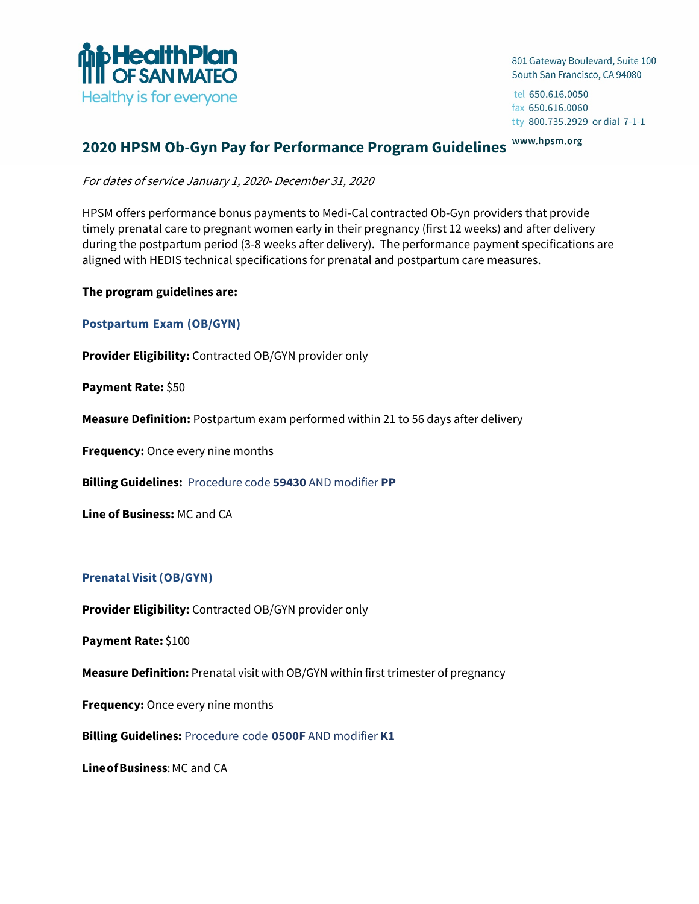HealthPlan OF SAN MATEO
Healthy is for everyone

801 Gateway Boulevard, Suite 100
South San Francisco, CA 94080

tel 650.616.0050
fax 650.616.0060
tty 800.735.2929 or dial 7-1-1

www.hpsm.org

# 2020 HPSM Ob-Gyn Pay for Performance Program Guidelines

*For dates of service January 1, 2020- December 31, 2020*

HPSM offers performance bonus payments to Medi-Cal contracted Ob-Gyn providers that provide timely prenatal care to pregnant women early in their pregnancy (first 12 weeks) and after delivery during the postpartum period (3-8 weeks after delivery). The performance payment specifications are aligned with HEDIS technical specifications for prenatal and postpartum care measures.

**The program guidelines are:**

## Postpartum Exam (OB/GYN)

**Provider Eligibility:** Contracted OB/GYN provider only

**Payment Rate:** $50

**Measure Definition:** Postpartum exam performed within 21 to 56 days after delivery

**Frequency:** Once every nine months

**Billing Guidelines:** Procedure code **59430** AND modifier **PP**

**Line of Business:** MC and CA

## Prenatal Visit (OB/GYN)

**Provider Eligibility:** Contracted OB/GYN provider only

**Payment Rate:** $100

**Measure Definition:** Prenatal visit with OB/GYN within first trimester of pregnancy

**Frequency:** Once every nine months

**Billing Guidelines:** Procedure code **0500F** AND modifier **K1**

**Line of Business**: MC and CA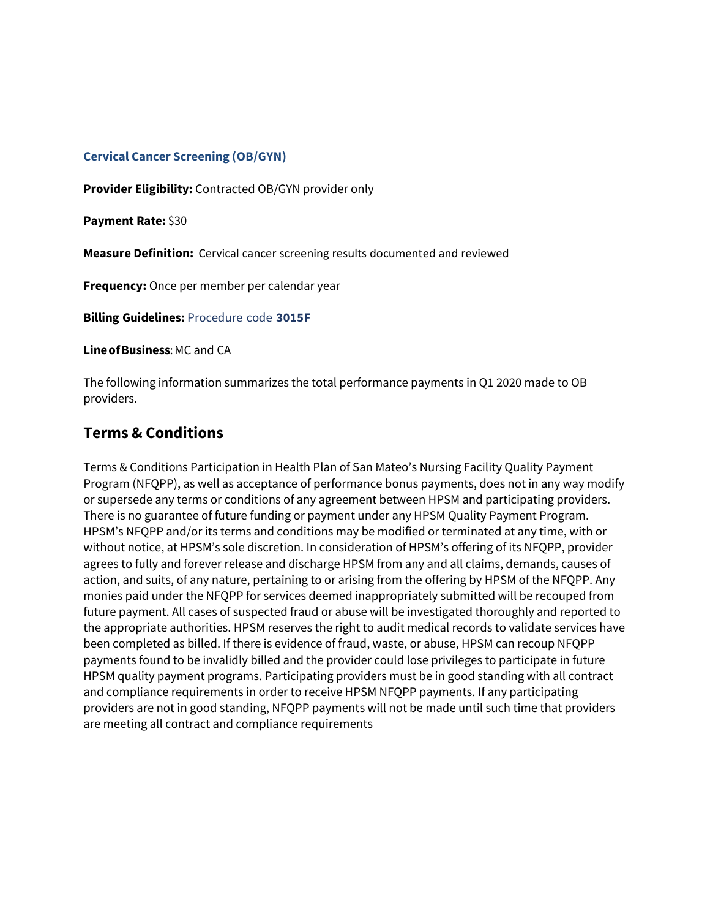### Cervical Cancer Screening (OB/GYN)

**Provider Eligibility:** Contracted OB/GYN provider only

**Payment Rate:** $30

**Measure Definition:** Cervical cancer screening results documented and reviewed

**Frequency:** Once per member per calendar year

**Billing Guidelines:** Procedure code **3015F**

**Line of Business**: MC and CA

The following information summarizes the total performance payments in Q1 2020 made to OB providers.

## Terms & Conditions

Terms & Conditions Participation in Health Plan of San Mateo's Nursing Facility Quality Payment Program (NFQPP), as well as acceptance of performance bonus payments, does not in any way modify or supersede any terms or conditions of any agreement between HPSM and participating providers. There is no guarantee of future funding or payment under any HPSM Quality Payment Program. HPSM's NFQPP and/or its terms and conditions may be modified or terminated at any time, with or without notice, at HPSM's sole discretion. In consideration of HPSM's offering of its NFQPP, provider agrees to fully and forever release and discharge HPSM from any and all claims, demands, causes of action, and suits, of any nature, pertaining to or arising from the offering by HPSM of the NFQPP. Any monies paid under the NFQPP for services deemed inappropriately submitted will be recouped from future payment. All cases of suspected fraud or abuse will be investigated thoroughly and reported to the appropriate authorities. HPSM reserves the right to audit medical records to validate services have been completed as billed. If there is evidence of fraud, waste, or abuse, HPSM can recoup NFQPP payments found to be invalidly billed and the provider could lose privileges to participate in future HPSM quality payment programs. Participating providers must be in good standing with all contract and compliance requirements in order to receive HPSM NFQPP payments. If any participating providers are not in good standing, NFQPP payments will not be made until such time that providers are meeting all contract and compliance requirements